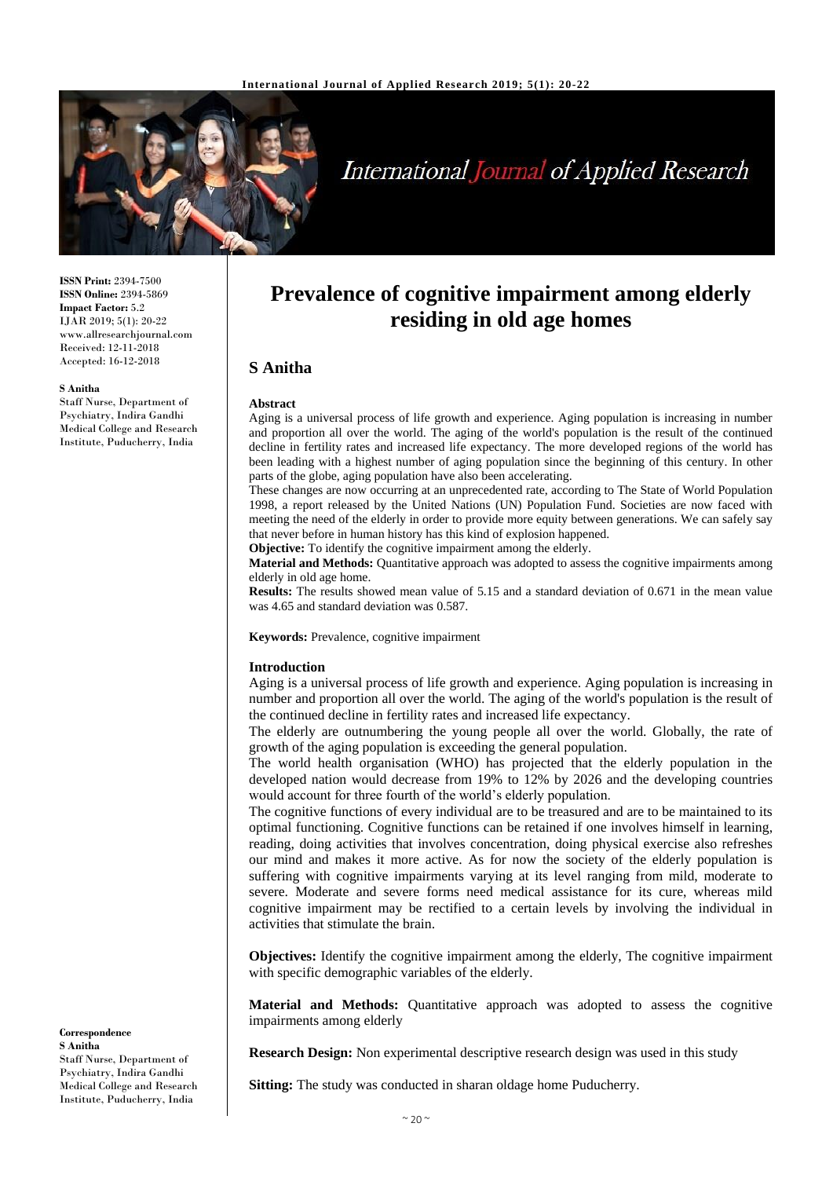**ISSN Print:** 2394-7500
**ISSN Online:** 2394-5869
**Impact Factor:** 5.2
IJAR 2019; 5(1): 20-22
www.allresearchjournal.com
Received: 12-11-2018
Accepted: 16-12-2018

**S Anitha**
Staff Nurse, Department of Psychiatry, Indira Gandhi Medical College and Research Institute, Puducherry, India

**Correspondence**
**S Anitha**
Staff Nurse, Department of Psychiatry, Indira Gandhi Medical College and Research Institute, Puducherry, India

# Prevalence of cognitive impairment among elderly residing in old age homes

## S Anitha

### Abstract

Aging is a universal process of life growth and experience. Aging population is increasing in number and proportion all over the world. The aging of the world's population is the result of the continued decline in fertility rates and increased life expectancy. The more developed regions of the world has been leading with a highest number of aging population since the beginning of this century. In other parts of the globe, aging population have also been accelerating.

These changes are now occurring at an unprecedented rate, according to The State of World Population 1998, a report released by the United Nations (UN) Population Fund. Societies are now faced with meeting the need of the elderly in order to provide more equity between generations. We can safely say that never before in human history has this kind of explosion happened.

**Objective:** To identify the cognitive impairment among the elderly.

**Material and Methods:** Quantitative approach was adopted to assess the cognitive impairments among elderly in old age home.

**Results:** The results showed mean value of 5.15 and a standard deviation of 0.671 in the mean value was 4.65 and standard deviation was 0.587.

**Keywords:** Prevalence, cognitive impairment

### Introduction

Aging is a universal process of life growth and experience. Aging population is increasing in number and proportion all over the world. The aging of the world's population is the result of the continued decline in fertility rates and increased life expectancy.

The elderly are outnumbering the young people all over the world. Globally, the rate of growth of the aging population is exceeding the general population.

The world health organisation (WHO) has projected that the elderly population in the developed nation would decrease from 19% to 12% by 2026 and the developing countries would account for three fourth of the world's elderly population.

The cognitive functions of every individual are to be treasured and are to be maintained to its optimal functioning. Cognitive functions can be retained if one involves himself in learning, reading, doing activities that involves concentration, doing physical exercise also refreshes our mind and makes it more active. As for now the society of the elderly population is suffering with cognitive impairments varying at its level ranging from mild, moderate to severe. Moderate and severe forms need medical assistance for its cure, whereas mild cognitive impairment may be rectified to a certain levels by involving the individual in activities that stimulate the brain.

**Objectives:** Identify the cognitive impairment among the elderly, The cognitive impairment with specific demographic variables of the elderly.

**Material and Methods:** Quantitative approach was adopted to assess the cognitive impairments among elderly

**Research Design:** Non experimental descriptive research design was used in this study

**Sitting:** The study was conducted in sharan oldage home Puducherry.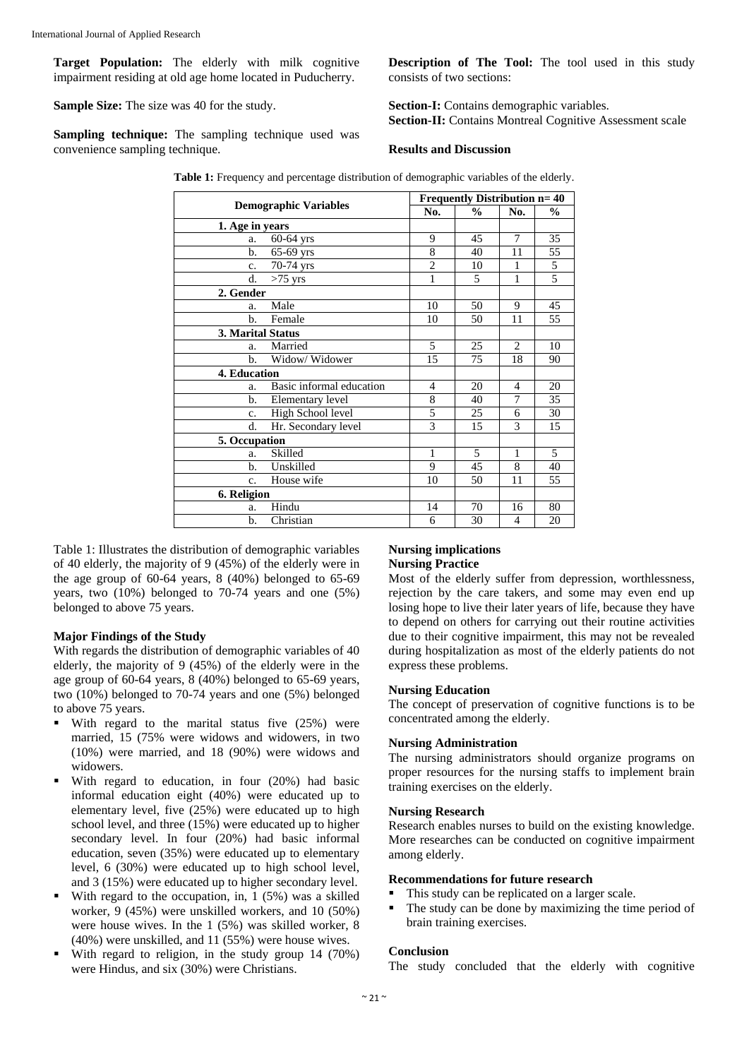**Target Population:** The elderly with milk cognitive impairment residing at old age home located in Puducherry.

**Sample Size:** The size was 40 for the study.

**Sampling technique:** The sampling technique used was convenience sampling technique.

**Description of The Tool:** The tool used in this study consists of two sections:

**Section-I:** Contains demographic variables.
**Section-II:** Contains Montreal Cognitive Assessment scale

**Results and Discussion**

**Table 1:** Frequency and percentage distribution of demographic variables of the elderly.

| Demographic Variables | Frequently Distribution n= 40 | | | |
|---|---|---|---|---|
| | No. | % | No. | % |
| **1. Age in years** | | | | |
| a. 60-64 yrs | 9 | 45 | 7 | 35 |
| b. 65-69 yrs | 8 | 40 | 11 | 55 |
| c. 70-74 yrs | 2 | 10 | 1 | 5 |
| d. >75 yrs | 1 | 5 | 1 | 5 |
| **2. Gender** | | | | |
| a. Male | 10 | 50 | 9 | 45 |
| b. Female | 10 | 50 | 11 | 55 |
| **3. Marital Status** | | | | |
| a. Married | 5 | 25 | 2 | 10 |
| b. Widow/ Widower | 15 | 75 | 18 | 90 |
| **4. Education** | | | | |
| a. Basic informal education | 4 | 20 | 4 | 20 |
| b. Elementary level | 8 | 40 | 7 | 35 |
| c. High School level | 5 | 25 | 6 | 30 |
| d. Hr. Secondary level | 3 | 15 | 3 | 15 |
| **5. Occupation** | | | | |
| a. Skilled | 1 | 5 | 1 | 5 |
| b. Unskilled | 9 | 45 | 8 | 40 |
| c. House wife | 10 | 50 | 11 | 55 |
| **6. Religion** | | | | |
| a. Hindu | 14 | 70 | 16 | 80 |
| b. Christian | 6 | 30 | 4 | 20 |

Table 1: Illustrates the distribution of demographic variables of 40 elderly, the majority of 9 (45%) of the elderly were in the age group of 60-64 years, 8 (40%) belonged to 65-69 years, two (10%) belonged to 70-74 years and one (5%) belonged to above 75 years.

**Major Findings of the Study**

With regards the distribution of demographic variables of 40 elderly, the majority of 9 (45%) of the elderly were in the age group of 60-64 years, 8 (40%) belonged to 65-69 years, two (10%) belonged to 70-74 years and one (5%) belonged to above 75 years.

- With regard to the marital status five (25%) were married, 15 (75% were widows and widowers, in two (10%) were married, and 18 (90%) were widows and widowers.
- With regard to education, in four (20%) had basic informal education eight (40%) were educated up to elementary level, five (25%) were educated up to high school level, and three (15%) were educated up to higher secondary level. In four (20%) had basic informal education, seven (35%) were educated up to elementary level, 6 (30%) were educated up to high school level, and 3 (15%) were educated up to higher secondary level.
- With regard to the occupation, in, 1 (5%) was a skilled worker, 9 (45%) were unskilled workers, and 10 (50%) were house wives. In the 1 (5%) was skilled worker, 8 (40%) were unskilled, and 11 (55%) were house wives.
- With regard to religion, in the study group 14 (70%) were Hindus, and six (30%) were Christians.

**Nursing implications**

**Nursing Practice**

Most of the elderly suffer from depression, worthlessness, rejection by the care takers, and some may even end up losing hope to live their later years of life, because they have to depend on others for carrying out their routine activities due to their cognitive impairment, this may not be revealed during hospitalization as most of the elderly patients do not express these problems.

**Nursing Education**

The concept of preservation of cognitive functions is to be concentrated among the elderly.

**Nursing Administration**

The nursing administrators should organize programs on proper resources for the nursing staffs to implement brain training exercises on the elderly.

**Nursing Research**

Research enables nurses to build on the existing knowledge. More researches can be conducted on cognitive impairment among elderly.

**Recommendations for future research**

- This study can be replicated on a larger scale.
- The study can be done by maximizing the time period of brain training exercises.

**Conclusion**

The study concluded that the elderly with cognitive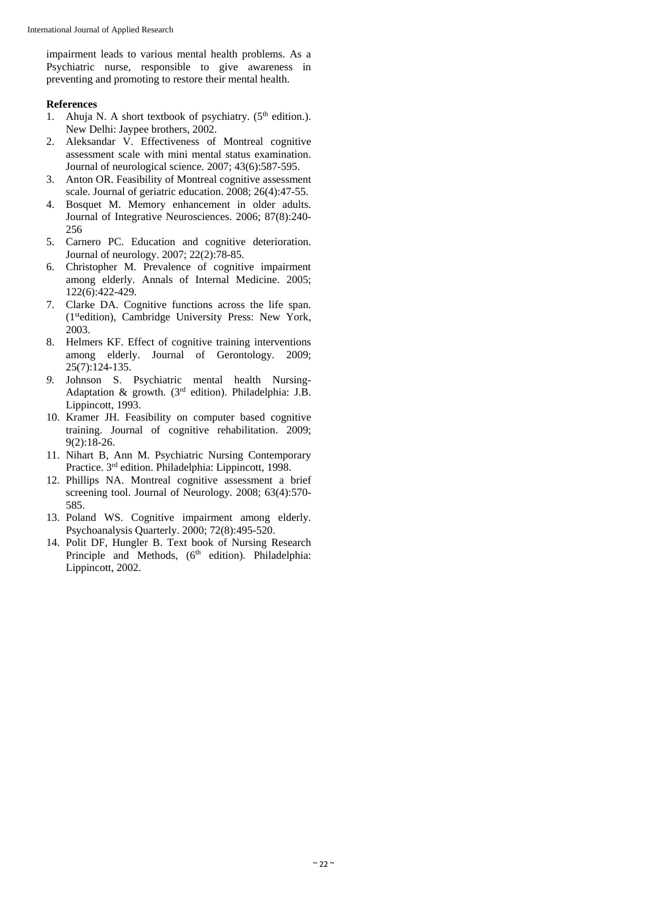impairment leads to various mental health problems. As a Psychiatric nurse, responsible to give awareness in preventing and promoting to restore their mental health.

**References**

1. Ahuja N. A short textbook of psychiatry. (5th edition.). New Delhi: Jaypee brothers, 2002.
2. Aleksandar V. Effectiveness of Montreal cognitive assessment scale with mini mental status examination. Journal of neurological science. 2007; 43(6):587-595.
3. Anton OR. Feasibility of Montreal cognitive assessment scale. Journal of geriatric education. 2008; 26(4):47-55.
4. Bosquet M. Memory enhancement in older adults. Journal of Integrative Neurosciences. 2006; 87(8):240-256
5. Carnero PC. Education and cognitive deterioration. Journal of neurology. 2007; 22(2):78-85.
6. Christopher M. Prevalence of cognitive impairment among elderly. Annals of Internal Medicine. 2005; 122(6):422-429.
7. Clarke DA. Cognitive functions across the life span. (1st edition), Cambridge University Press: New York, 2003.
8. Helmers KF. Effect of cognitive training interventions among elderly. Journal of Gerontology. 2009; 25(7):124-135.
9. Johnson S. Psychiatric mental health Nursing-Adaptation & growth. (3rd edition). Philadelphia: J.B. Lippincott, 1993.
10. Kramer JH. Feasibility on computer based cognitive training. Journal of cognitive rehabilitation. 2009; 9(2):18-26.
11. Nihart B, Ann M. Psychiatric Nursing Contemporary Practice. 3rd edition. Philadelphia: Lippincott, 1998.
12. Phillips NA. Montreal cognitive assessment a brief screening tool. Journal of Neurology. 2008; 63(4):570-585.
13. Poland WS. Cognitive impairment among elderly. Psychoanalysis Quarterly. 2000; 72(8):495-520.
14. Polit DF, Hungler B. Text book of Nursing Research Principle and Methods, (6th edition). Philadelphia: Lippincott, 2002.